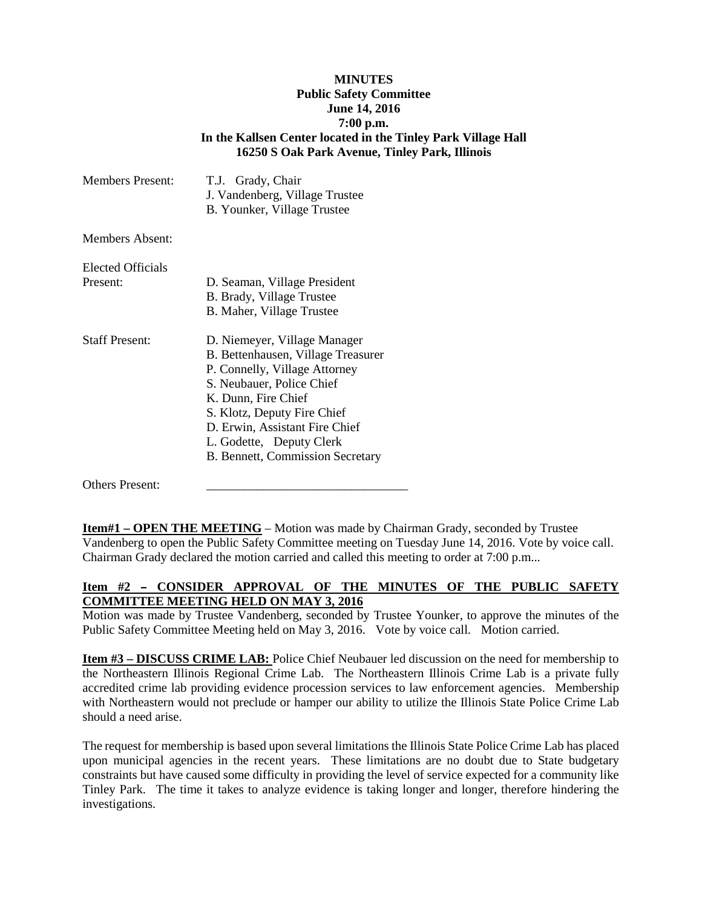**MINUTES**
**Public Safety Committee**
**June 14, 2016**
**7:00 p.m.**
**In the Kallsen Center located in the Tinley Park Village Hall**
**16250 S Oak Park Avenue, Tinley Park, Illinois**

| | |
|---|---|
| Members Present: | T.J. Grady, Chair<br>J. Vandenberg, Village Trustee<br>B. Younker, Village Trustee |
| Members Absent: | |
| Elected Officials Present: | D. Seaman, Village President<br>B. Brady, Village Trustee<br>B. Maher, Village Trustee |
| Staff Present: | D. Niemeyer, Village Manager<br>B. Bettenhausen, Village Treasurer<br>P. Connelly, Village Attorney<br>S. Neubauer, Police Chief<br>K. Dunn, Fire Chief<br>S. Klotz, Deputy Fire Chief<br>D. Erwin, Assistant Fire Chief<br>L. Godette, Deputy Clerk<br>B. Bennett, Commission Secretary |
| Others Present: | _______________________________ |

**Item#1 – OPEN THE MEETING** – Motion was made by Chairman Grady, seconded by Trustee Vandenberg to open the Public Safety Committee meeting on Tuesday June 14, 2016. Vote by voice call. Chairman Grady declared the motion carried and called this meeting to order at 7:00 p.m...

**Item #2 – CONSIDER APPROVAL OF THE MINUTES OF THE PUBLIC SAFETY COMMITTEE MEETING HELD ON MAY 3, 2016**

Motion was made by Trustee Vandenberg, seconded by Trustee Younker, to approve the minutes of the Public Safety Committee Meeting held on May 3, 2016. Vote by voice call. Motion carried.

**Item #3 – DISCUSS CRIME LAB:** Police Chief Neubauer led discussion on the need for membership to the Northeastern Illinois Regional Crime Lab. The Northeastern Illinois Crime Lab is a private fully accredited crime lab providing evidence procession services to law enforcement agencies. Membership with Northeastern would not preclude or hamper our ability to utilize the Illinois State Police Crime Lab should a need arise.

The request for membership is based upon several limitations the Illinois State Police Crime Lab has placed upon municipal agencies in the recent years. These limitations are no doubt due to State budgetary constraints but have caused some difficulty in providing the level of service expected for a community like Tinley Park. The time it takes to analyze evidence is taking longer and longer, therefore hindering the investigations.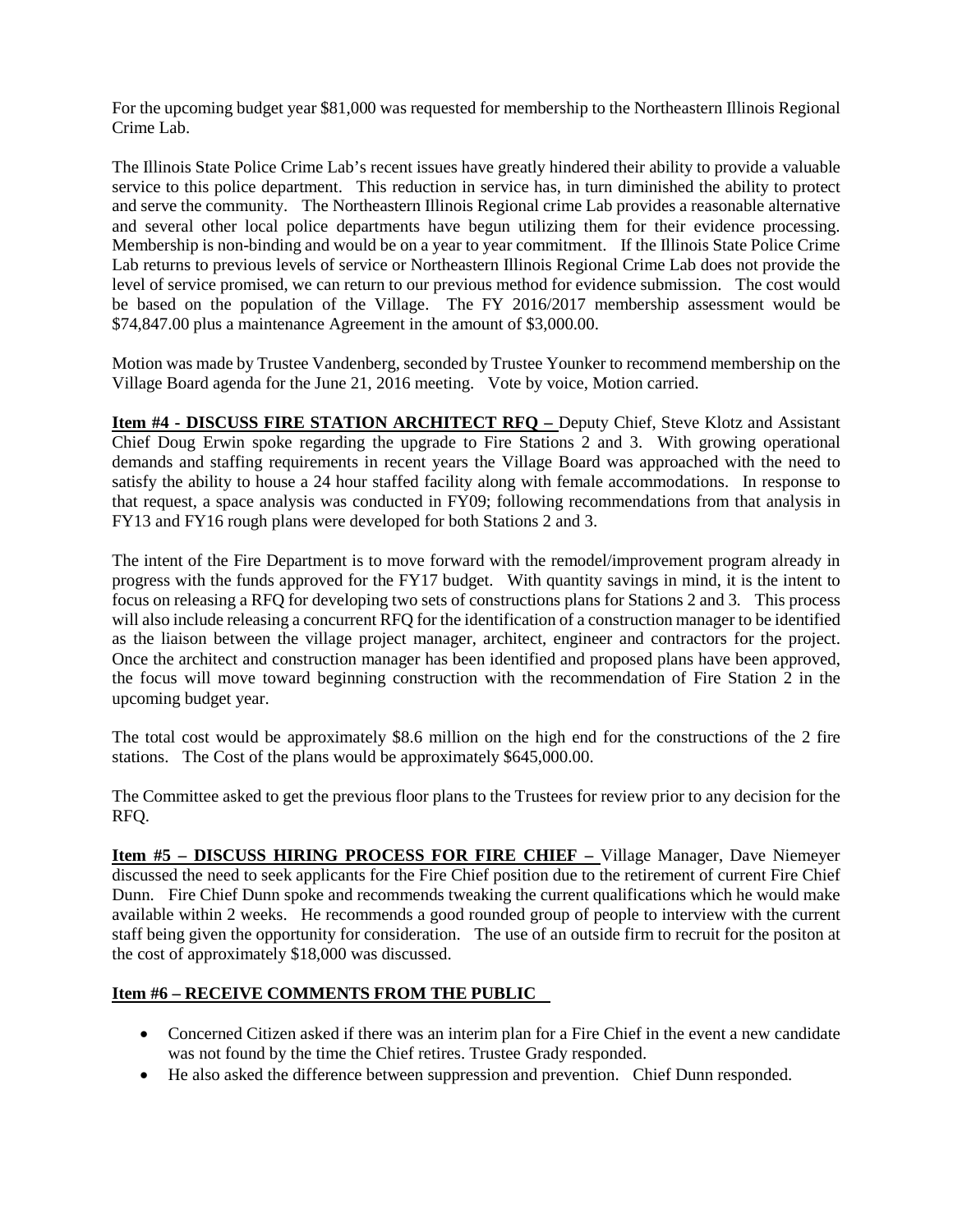For the upcoming budget year $81,000 was requested for membership to the Northeastern Illinois Regional Crime Lab.

The Illinois State Police Crime Lab's recent issues have greatly hindered their ability to provide a valuable service to this police department. This reduction in service has, in turn diminished the ability to protect and serve the community. The Northeastern Illinois Regional crime Lab provides a reasonable alternative and several other local police departments have begun utilizing them for their evidence processing. Membership is non-binding and would be on a year to year commitment. If the Illinois State Police Crime Lab returns to previous levels of service or Northeastern Illinois Regional Crime Lab does not provide the level of service promised, we can return to our previous method for evidence submission. The cost would be based on the population of the Village. The FY 2016/2017 membership assessment would be $74,847.00 plus a maintenance Agreement in the amount of $3,000.00.

Motion was made by Trustee Vandenberg, seconded by Trustee Younker to recommend membership on the Village Board agenda for the June 21, 2016 meeting. Vote by voice, Motion carried.

**Item #4 - DISCUSS FIRE STATION ARCHITECT RFQ –** Deputy Chief, Steve Klotz and Assistant Chief Doug Erwin spoke regarding the upgrade to Fire Stations 2 and 3. With growing operational demands and staffing requirements in recent years the Village Board was approached with the need to satisfy the ability to house a 24 hour staffed facility along with female accommodations. In response to that request, a space analysis was conducted in FY09; following recommendations from that analysis in FY13 and FY16 rough plans were developed for both Stations 2 and 3.

The intent of the Fire Department is to move forward with the remodel/improvement program already in progress with the funds approved for the FY17 budget. With quantity savings in mind, it is the intent to focus on releasing a RFQ for developing two sets of constructions plans for Stations 2 and 3. This process will also include releasing a concurrent RFQ for the identification of a construction manager to be identified as the liaison between the village project manager, architect, engineer and contractors for the project. Once the architect and construction manager has been identified and proposed plans have been approved, the focus will move toward beginning construction with the recommendation of Fire Station 2 in the upcoming budget year.

The total cost would be approximately $8.6 million on the high end for the constructions of the 2 fire stations. The Cost of the plans would be approximately $645,000.00.

The Committee asked to get the previous floor plans to the Trustees for review prior to any decision for the RFQ.

**Item #5 – DISCUSS HIRING PROCESS FOR FIRE CHIEF –** Village Manager, Dave Niemeyer discussed the need to seek applicants for the Fire Chief position due to the retirement of current Fire Chief Dunn. Fire Chief Dunn spoke and recommends tweaking the current qualifications which he would make available within 2 weeks. He recommends a good rounded group of people to interview with the current staff being given the opportunity for consideration. The use of an outside firm to recruit for the positon at the cost of approximately $18,000 was discussed.

**Item #6 – RECEIVE COMMENTS FROM THE PUBLIC**

- Concerned Citizen asked if there was an interim plan for a Fire Chief in the event a new candidate was not found by the time the Chief retires. Trustee Grady responded.
- He also asked the difference between suppression and prevention. Chief Dunn responded.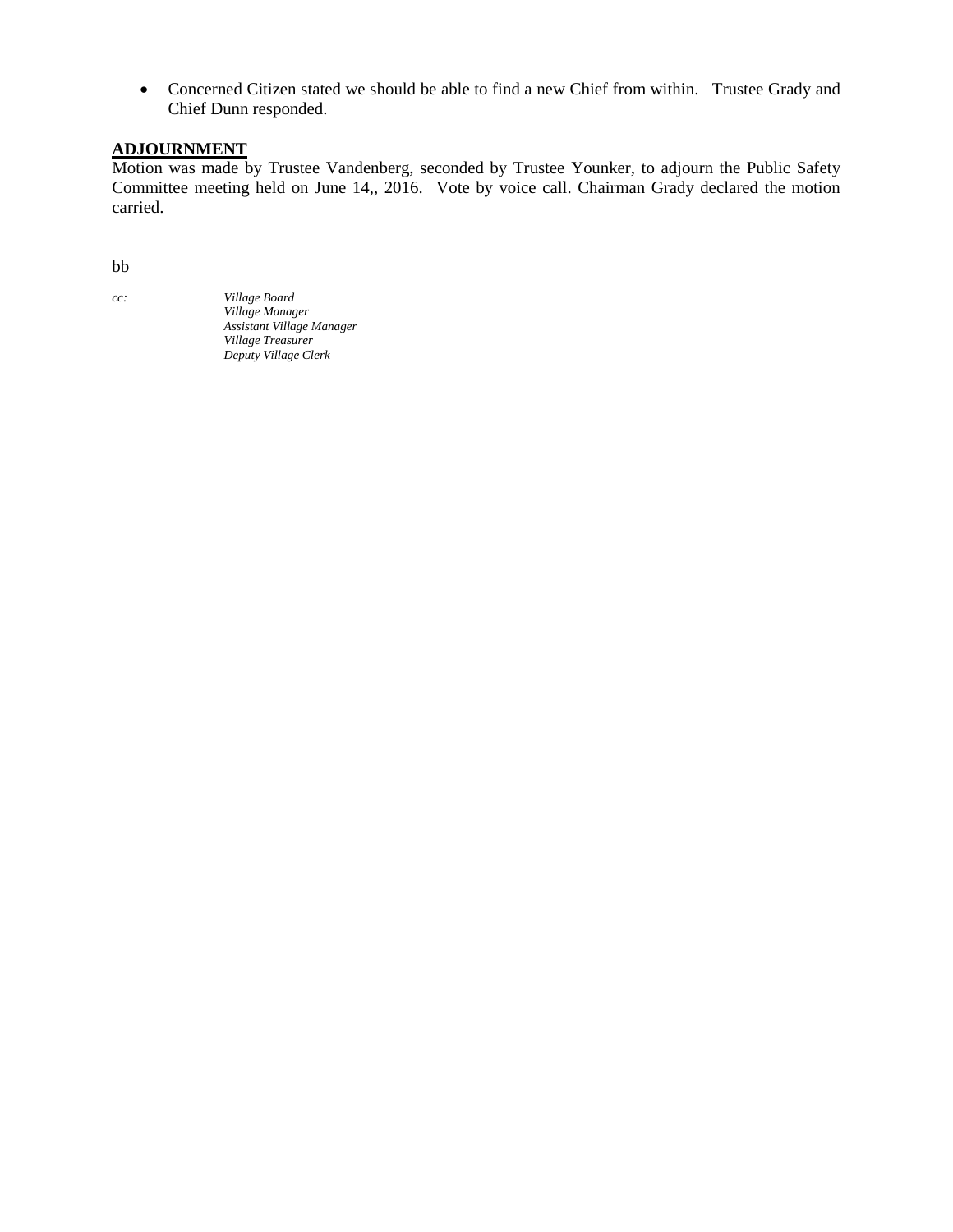- Concerned Citizen stated we should be able to find a new Chief from within. Trustee Grady and Chief Dunn responded.

**ADJOURNMENT**

Motion was made by Trustee Vandenberg, seconded by Trustee Younker, to adjourn the Public Safety Committee meeting held on June 14,, 2016. Vote by voice call. Chairman Grady declared the motion carried.

bb

*cc:* *Village Board*
*Village Manager*
*Assistant Village Manager*
*Village Treasurer*
*Deputy Village Clerk*